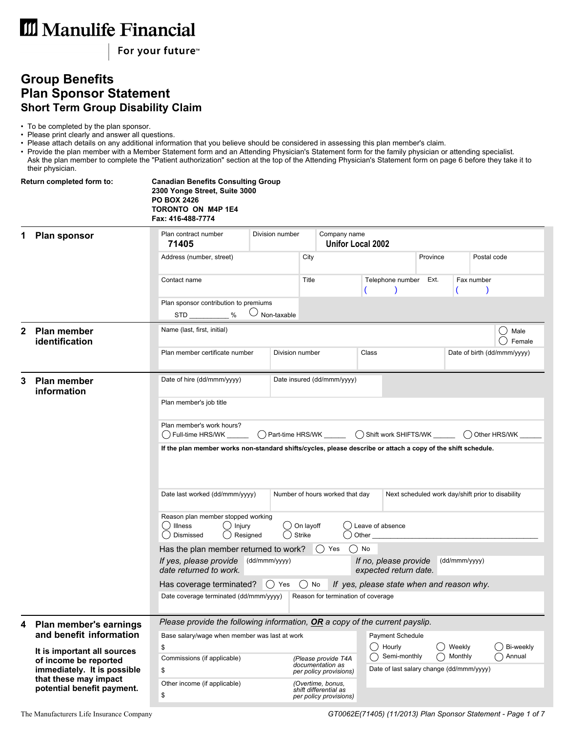# Manulife Financial

For your future™

# Group Benefits
# Plan Sponsor Statement
## Short Term Group Disability Claim

- To be completed by the plan sponsor.
- Please print clearly and answer all questions.
- Please attach details on any additional information that you believe should be considered in assessing this plan member's claim.
- Provide the plan member with a Member Statement form and an Attending Physician's Statement form for the family physician or attending specialist. Ask the plan member to complete the "Patient authorization" section at the top of the Attending Physician's Statement form on page 6 before they take it to their physician.

**Return completed form to:**

**Canadian Benefits Consulting Group**
**2300 Yonge Street, Suite 3000**
**PO BOX 2426**
**TORONTO ON M4P 1E4**
**Fax: 416-488-7774**

## 1 Plan sponsor

| Plan contract number | Division number | Company name |
|---|---|---|
| 71405 | | Unifor Local 2002 |

| Address (number, street) | City | Province | Postal code |
|---|---|---|---|
| | | | |

| Contact name | Title | Telephone number ( ) | Ext. | Fax number ( ) |
|---|---|---|---|---|
| | | | | |

Plan sponsor contribution to premiums
STD __________ % ◯ Non-taxable

## 2 Plan member identification

| Name (last, first, initial) | ◯ Male ◯ Female |
|---|---|
| | |

| Plan member certificate number | Division number | Class | Date of birth (dd/mmm/yyyy) |
|---|---|---|---|
| | | | |

## 3 Plan member information

| Date of hire (dd/mmm/yyyy) | Date insured (dd/mmm/yyyy) |
|---|---|
| | |

Plan member's job title

Plan member's work hours?
◯ Full-time HRS/WK ______ ◯ Part-time HRS/WK ______ ◯ Shift work SHIFTS/WK ______ ◯ Other HRS/WK ______

**If the plan member works non-standard shifts/cycles, please describe or attach a copy of the shift schedule.**

| Date last worked (dd/mmm/yyyy) | Number of hours worked that day | Next scheduled work day/shift prior to disability |
|---|---|---|
| | | |

Reason plan member stopped working
◯ Illness ◯ Injury ◯ On layoff ◯ Leave of absence
◯ Dismissed ◯ Resigned ◯ Strike ◯ Other ______________________________

Has the plan member returned to work? ◯ Yes ◯ No

*If yes, please provide date returned to work.* (dd/mmm/yyyy)
*If no, please provide expected return date.* (dd/mmm/yyyy)

Has coverage terminated? ◯ Yes ◯ No *If yes, please state when and reason why.*

| Date coverage terminated (dd/mmm/yyyy) | Reason for termination of coverage |
|---|---|
| | |

## 4 Plan member's earnings and benefit information

**It is important all sources of income be reported immediately. It is possible that these may impact potential benefit payment.**

*Please provide the following information,* ***OR*** *a copy of the current payslip.*

| Base salary/wage when member was last at work | | Payment Schedule |
|---|---|---|
| $ | | ◯ Hourly ◯ Weekly ◯ Bi-weekly ◯ Semi-monthly ◯ Monthly ◯ Annual |
| Commissions (if applicable) $ | *(Please provide T4A documentation as per policy provisions)* | Date of last salary change (dd/mmm/yyyy) |
| Other income (if applicable) $ | *(Overtime, bonus, shift differential as per policy provisions)* | |

The Manufacturers Life Insurance Company

GT0062E(71405) (11/2013) Plan Sponsor Statement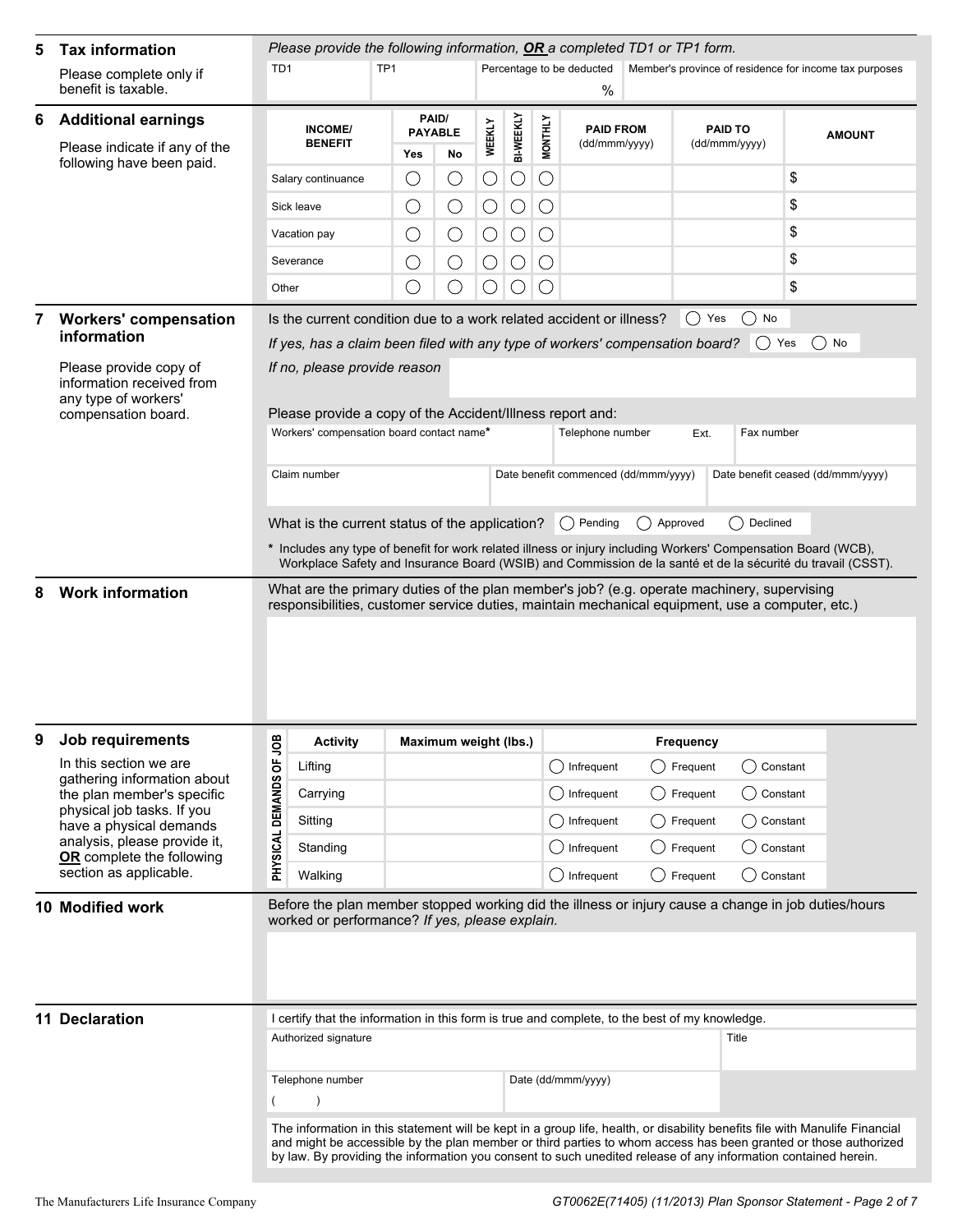## 5 Tax information

Please complete only if benefit is taxable.

*Please provide the following information, **OR** a completed TD1 or TP1 form.*

| TD1 | TP1 | Percentage to be deducted | Member's province of residence for income tax purposes |
|---|---|---|---|
| | | % | |

## 6 Additional earnings

Please indicate if any of the following have been paid.

| INCOME/ BENEFIT | PAID/ PAYABLE | | WEEKLY | BI-WEEKLY | MONTHLY | PAID FROM (dd/mmm/yyyy) | PAID TO (dd/mmm/yyyy) | AMOUNT |
|---|---|---|---|---|---|---|---|---|
| | Yes | No | | | | | | |
| Salary continuance | ◯ | ◯ | ◯ | ◯ | ◯ | | | $ |
| Sick leave | ◯ | ◯ | ◯ | ◯ | ◯ | | | $ |
| Vacation pay | ◯ | ◯ | ◯ | ◯ | ◯ | | | $ |
| Severance | ◯ | ◯ | ◯ | ◯ | ◯ | | | $ |
| Other | ◯ | ◯ | ◯ | ◯ | ◯ | | | $ |

## 7 Workers' compensation information

Please provide copy of information received from any type of workers' compensation board.

Is the current condition due to a work related accident or illness? ◯ Yes ◯ No

*If yes, has a claim been filed with any type of workers' compensation board?* ◯ Yes ◯ No

*If no, please provide reason*

Please provide a copy of the Accident/Illness report and:

| Workers' compensation board contact name* | Telephone number | Ext. | Fax number |
|---|---|---|---|
| | | | |

| Claim number | Date benefit commenced (dd/mmm/yyyy) | Date benefit ceased (dd/mmm/yyyy) |
|---|---|---|
| | | |

What is the current status of the application? ◯ Pending ◯ Approved ◯ Declined

\* Includes any type of benefit for work related illness or injury including Workers' Compensation Board (WCB), Workplace Safety and Insurance Board (WSIB) and Commission de la santé et de la sécurité du travail (CSST).

## 8 Work information

What are the primary duties of the plan member's job? (e.g. operate machinery, supervising responsibilities, customer service duties, maintain mechanical equipment, use a computer, etc.)

## 9 Job requirements

In this section we are gathering information about the plan member's specific physical job tasks. If you have a physical demands analysis, please provide it, **OR** complete the following section as applicable.

**PHYSICAL DEMANDS OF JOB**

| Activity | Maximum weight (lbs.) | Frequency | | |
|---|---|---|---|---|
| Lifting | | ◯ Infrequent | ◯ Frequent | ◯ Constant |
| Carrying | | ◯ Infrequent | ◯ Frequent | ◯ Constant |
| Sitting | | ◯ Infrequent | ◯ Frequent | ◯ Constant |
| Standing | | ◯ Infrequent | ◯ Frequent | ◯ Constant |
| Walking | | ◯ Infrequent | ◯ Frequent | ◯ Constant |

## 10 Modified work

Before the plan member stopped working did the illness or injury cause a change in job duties/hours worked or performance? *If yes, please explain.*

## 11 Declaration

I certify that the information in this form is true and complete, to the best of my knowledge.

| Authorized signature | Title |
|---|---|
| | |

| Telephone number | Date (dd/mmm/yyyy) |
|---|---|
| ( ) | |

The information in this statement will be kept in a group life, health, or disability benefits file with Manulife Financial and might be accessible by the plan member or third parties to whom access has been granted or those authorized by law. By providing the information you consent to such unedited release of any information contained herein.

The Manufacturers Life Insurance Company

GT0062E(71405) (11/2013) Plan Sponsor Statement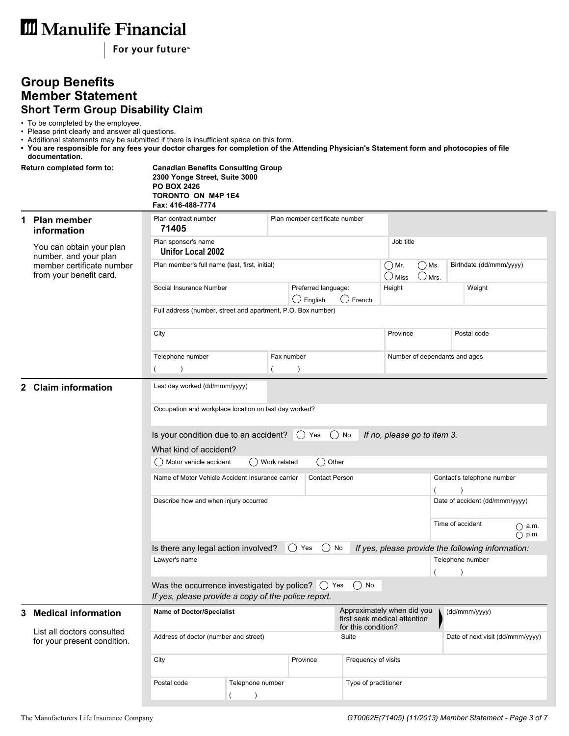# Manulife Financial

For your future™

## Group Benefits Member Statement

### Short Term Group Disability Claim

- To be completed by the employee.
- Please print clearly and answer all questions.
- Additional statements may be submitted if there is insufficient space on this form.
- **You are responsible for any fees your doctor charges for completion of the Attending Physician's Statement form and photocopies of file documentation.**

**Return completed form to:**

**Canadian Benefits Consulting Group**
**2300 Yonge Street, Suite 3000**
**PO BOX 2426**
**TORONTO ON M4P 1E4**
**Fax: 416-488-7774**

## 1 Plan member information

You can obtain your plan number, and your plan member certificate number from your benefit card.

| Plan contract number | Plan member certificate number | | |
|---|---|---|---|
| **71405** | | | |

| Plan sponsor's name | Job title |
|---|---|
| **Unifor Local 2002** | |

| Plan member's full name (last, first, initial) | ◯ Mr. ◯ Ms. ◯ Miss ◯ Mrs. | Birthdate (dd/mmm/yyyy) |
|---|---|---|
| | | |

| Social Insurance Number | Preferred language: ◯ English ◯ French | Height | Weight |
|---|---|---|---|
| | | | |

| Full address (number, street and apartment, P.O. Box number) |
|---|
| |

| City | Province | Postal code |
|---|---|---|
| | | |

| Telephone number | Fax number | Number of dependants and ages |
|---|---|---|
| ( ) | ( ) | |

## 2 Claim information

| Last day worked (dd/mmm/yyyy) |
|---|
| |

| Occupation and workplace location on last day worked? |
|---|
| |

Is your condition due to an accident? ◯ Yes ◯ No *If no, please go to item 3.*

What kind of accident?

◯ Motor vehicle accident ◯ Work related ◯ Other

| Name of Motor Vehicle Accident Insurance carrier | Contact Person | Contact's telephone number |
|---|---|---|
| | | ( ) |

| Describe how and when injury occurred | Date of accident (dd/mmm/yyyy) |
|---|---|
| | Time of accident ◯ a.m. ◯ p.m. |

Is there any legal action involved? ◯ Yes ◯ No *If yes, please provide the following information:*

| Lawyer's name | Telephone number |
|---|---|
| | ( ) |

Was the occurrence investigated by police? ◯ Yes ◯ No
*If yes, please provide a copy of the police report.*

## 3 Medical information

List all doctors consulted for your present condition.

| **Name of Doctor/Specialist** | Approximately when did you first seek medical attention for this condition? | (dd/mmm/yyyy) |
|---|---|---|
| | | |

| Address of doctor (number and street) | Suite | Date of next visit (dd/mmm/yyyy) |
|---|---|---|
| | | |

| City | Province | Frequency of visits |
|---|---|---|
| | | |

| Postal code | Telephone number | Type of practitioner |
|---|---|---|
| | ( ) | |

The Manufacturers Life Insurance Company

GT0062E(71405) (11/2013) Member Statement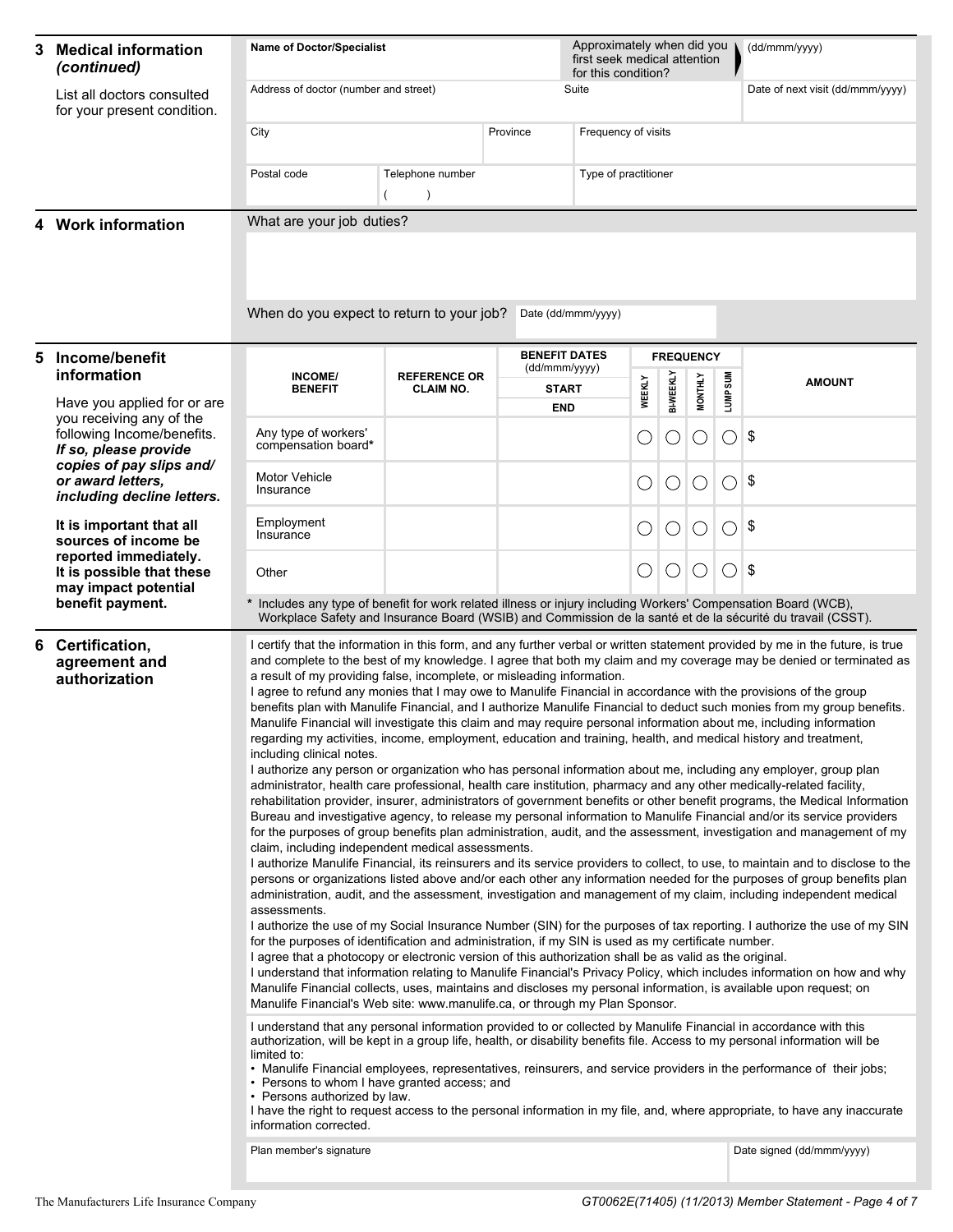## 3 Medical information *(continued)*

List all doctors consulted for your present condition.

| Name of Doctor/Specialist | | Approximately when did you first seek medical attention for this condition? | (dd/mmm/yyyy) |
|---|---|---|---|
| Address of doctor (number and street) | | Suite | Date of next visit (dd/mmm/yyyy) |
| City | Province | Frequency of visits | |
| Postal code | Telephone number ( ) | Type of practitioner | |

## 4 Work information

What are your job duties?

When do you expect to return to your job? Date (dd/mmm/yyyy)

## 5 Income/benefit information

Have you applied for or are you receiving any of the following Income/benefits. ***If so, please provide copies of pay slips and/ or award letters, including decline letters.***

**It is important that all sources of income be reported immediately. It is possible that these may impact potential benefit payment.**

| INCOME/ BENEFIT | REFERENCE OR CLAIM NO. | BENEFIT DATES (dd/mmm/yyyy) START / END | FREQUENCY: WEEKLY | BI-WEEKLY | MONTHLY | LUMP SUM | AMOUNT |
|---|---|---|---|---|---|---|---|
| Any type of workers' compensation board* | | | ◯ | ◯ | ◯ | ◯ | $ |
| Motor Vehicle Insurance | | | ◯ | ◯ | ◯ | ◯ | $ |
| Employment Insurance | | | ◯ | ◯ | ◯ | ◯ | $ |
| Other | | | ◯ | ◯ | ◯ | ◯ | $ |

\* Includes any type of benefit for work related illness or injury including Workers' Compensation Board (WCB), Workplace Safety and Insurance Board (WSIB) and Commission de la santé et de la sécurité du travail (CSST).

## 6 Certification, agreement and authorization

I certify that the information in this form, and any further verbal or written statement provided by me in the future, is true and complete to the best of my knowledge. I agree that both my claim and my coverage may be denied or terminated as a result of my providing false, incomplete, or misleading information.

I agree to refund any monies that I may owe to Manulife Financial in accordance with the provisions of the group benefits plan with Manulife Financial, and I authorize Manulife Financial to deduct such monies from my group benefits.

Manulife Financial will investigate this claim and may require personal information about me, including information regarding my activities, income, employment, education and training, health, and medical history and treatment, including clinical notes.

I authorize any person or organization who has personal information about me, including any employer, group plan administrator, health care professional, health care institution, pharmacy and any other medically-related facility, rehabilitation provider, insurer, administrators of government benefits or other benefit programs, the Medical Information Bureau and investigative agency, to release my personal information to Manulife Financial and/or its service providers for the purposes of group benefits plan administration, audit, and the assessment, investigation and management of my claim, including independent medical assessments.

I authorize Manulife Financial, its reinsurers and its service providers to collect, to use, to maintain and to disclose to the persons or organizations listed above and/or each other any information needed for the purposes of group benefits plan administration, audit, and the assessment, investigation and management of my claim, including independent medical assessments.

I authorize the use of my Social Insurance Number (SIN) for the purposes of tax reporting. I authorize the use of my SIN for the purposes of identification and administration, if my SIN is used as my certificate number.

I agree that a photocopy or electronic version of this authorization shall be as valid as the original.

I understand that information relating to Manulife Financial's Privacy Policy, which includes information on how and why Manulife Financial collects, uses, maintains and discloses my personal information, is available upon request; on Manulife Financial's Web site: www.manulife.ca, or through my Plan Sponsor.

I understand that any personal information provided to or collected by Manulife Financial in accordance with this authorization, will be kept in a group life, health, or disability benefits file. Access to my personal information will be limited to:

- Manulife Financial employees, representatives, reinsurers, and service providers in the performance of their jobs;
- Persons to whom I have granted access; and
- Persons authorized by law.

I have the right to request access to the personal information in my file, and, where appropriate, to have any inaccurate information corrected.

| Plan member's signature | Date signed (dd/mmm/yyyy) |
|---|---|
| | |

The Manufacturers Life Insurance Company

GT0062E(71405) (11/2013) Member Statement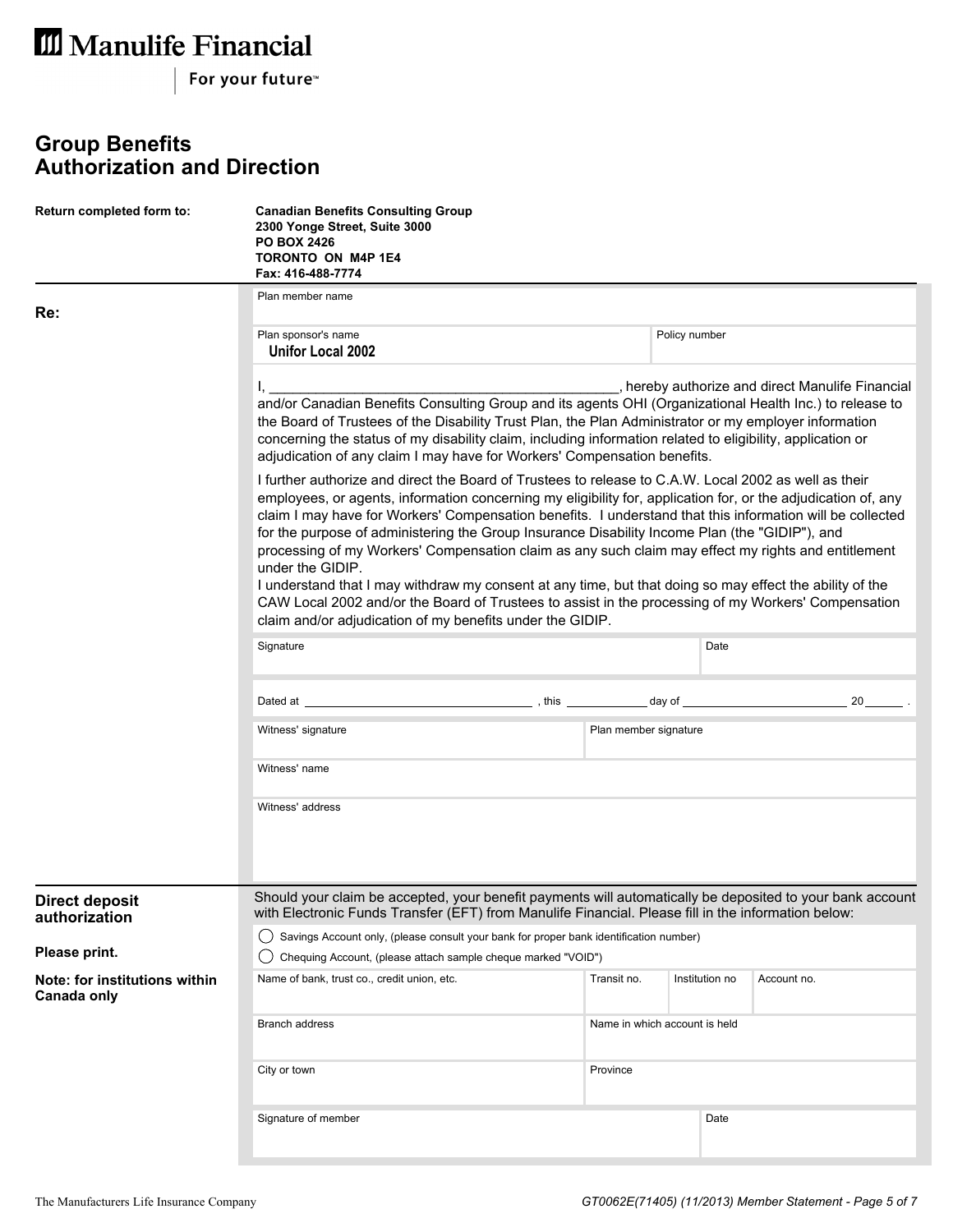Manulife Financial

For your future™

# Group Benefits Authorization and Direction

**Return completed form to:**

**Canadian Benefits Consulting Group**
**2300 Yonge Street, Suite 3000**
**PO BOX 2426**
**TORONTO ON M4P 1E4**
**Fax: 416-488-7774**

## Re:

| Plan member name | |
|---|---|
| | |

| Plan sponsor's name | Policy number |
|---|---|
| Unifor Local 2002 | |

I, ______________________________________________, hereby authorize and direct Manulife Financial and/or Canadian Benefits Consulting Group and its agents OHI (Organizational Health Inc.) to release to the Board of Trustees of the Disability Trust Plan, the Plan Administrator or my employer information concerning the status of my disability claim, including information related to eligibility, application or adjudication of any claim I may have for Workers' Compensation benefits.

I further authorize and direct the Board of Trustees to release to C.A.W. Local 2002 as well as their employees, or agents, information concerning my eligibility for, application for, or the adjudication of, any claim I may have for Workers' Compensation benefits. I understand that this information will be collected for the purpose of administering the Group Insurance Disability Income Plan (the "GIDIP"), and processing of my Workers' Compensation claim as any such claim may effect my rights and entitlement under the GIDIP.

I understand that I may withdraw my consent at any time, but that doing so may effect the ability of the CAW Local 2002 and/or the Board of Trustees to assist in the processing of my Workers' Compensation claim and/or adjudication of my benefits under the GIDIP.

| Signature | Date |
|---|---|
| | |

Dated at ______________________________ , this ____________ day of ________________________ 20______ .

| Witness' signature | Plan member signature |
|---|---|
| | |

| Witness' name |
|---|
| |

| Witness' address |
|---|
| |

## Direct deposit authorization

**Please print.**

**Note: for institutions within Canada only**

Should your claim be accepted, your benefit payments will automatically be deposited to your bank account with Electronic Funds Transfer (EFT) from Manulife Financial. Please fill in the information below:

- ◯ Savings Account only, (please consult your bank for proper bank identification number)
- ◯ Chequing Account, (please attach sample cheque marked "VOID")

| Name of bank, trust co., credit union, etc. | Transit no. | Institution no | Account no. |
|---|---|---|---|
| | | | |

| Branch address | Name in which account is held |
|---|---|
| | |

| City or town | Province |
|---|---|
| | |

| Signature of member | Date |
|---|---|
| | |

The Manufacturers Life Insurance Company

GT0062E(71405) (11/2013) Member Statement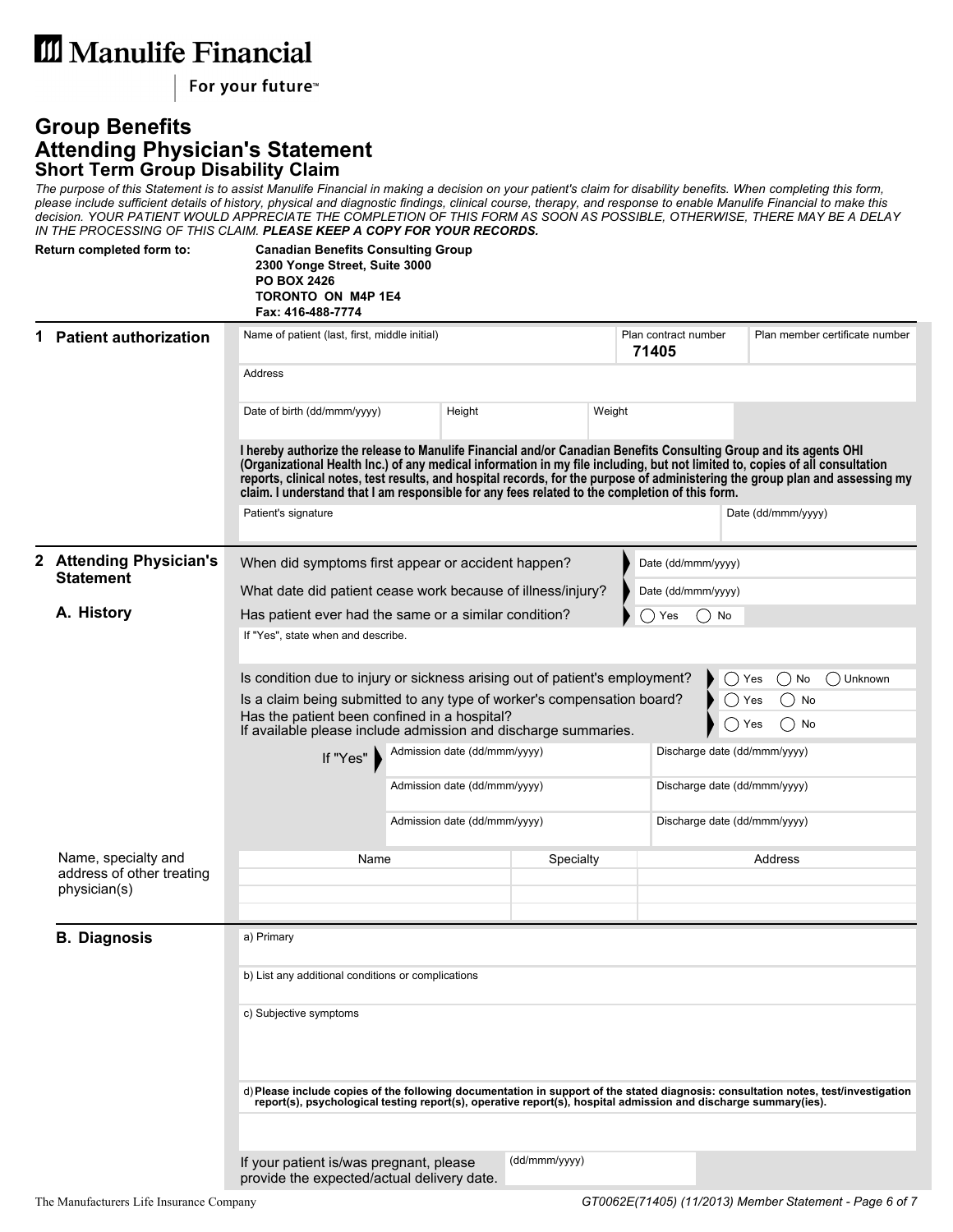# Manulife Financial

For your future™

## Group Benefits
## Attending Physician's Statement
### Short Term Group Disability Claim

*The purpose of this Statement is to assist Manulife Financial in making a decision on your patient's claim for disability benefits. When completing this form, please include sufficient details of history, physical and diagnostic findings, clinical course, therapy, and response to enable Manulife Financial to make this decision. YOUR PATIENT WOULD APPRECIATE THE COMPLETION OF THIS FORM AS SOON AS POSSIBLE, OTHERWISE, THERE MAY BE A DELAY IN THE PROCESSING OF THIS CLAIM.* ***PLEASE KEEP A COPY FOR YOUR RECORDS.***

**Return completed form to:**

**Canadian Benefits Consulting Group**
**2300 Yonge Street, Suite 3000**
**PO BOX 2426**
**TORONTO ON M4P 1E4**
**Fax: 416-488-7774**

## 1 Patient authorization

| Name of patient (last, first, middle initial) | Plan contract number | Plan member certificate number |
|---|---|---|
| | 71405 | |

Address

| Date of birth (dd/mmm/yyyy) | Height | Weight |
|---|---|---|
| | | |

**I hereby authorize the release to Manulife Financial and/or Canadian Benefits Consulting Group and its agents OHI (Organizational Health Inc.) of any medical information in my file including, but not limited to, copies of all consultation reports, clinical notes, test results, and hospital records, for the purpose of administering the group plan and assessing my claim. I understand that I am responsible for any fees related to the completion of this form.**

| Patient's signature | Date (dd/mmm/yyyy) |
|---|---|
| | |

## 2 Attending Physician's Statement

### A. History

When did symptoms first appear or accident happen? Date (dd/mmm/yyyy)

What date did patient cease work because of illness/injury? Date (dd/mmm/yyyy)

Has patient ever had the same or a similar condition? ◯ Yes ◯ No

If "Yes", state when and describe.

Is condition due to injury or sickness arising out of patient's employment? ◯ Yes ◯ No ◯ Unknown

Is a claim being submitted to any type of worker's compensation board? ◯ Yes ◯ No

Has the patient been confined in a hospital?
If available please include admission and discharge summaries. ◯ Yes ◯ No

| If "Yes" | Admission date (dd/mmm/yyyy) | Discharge date (dd/mmm/yyyy) |
|---|---|---|
| | Admission date (dd/mmm/yyyy) | Discharge date (dd/mmm/yyyy) |
| | Admission date (dd/mmm/yyyy) | Discharge date (dd/mmm/yyyy) |

Name, specialty and address of other treating physician(s)

| Name | Specialty | Address |
|---|---|---|
| | | |
| | | |
| | | |

### B. Diagnosis

a) Primary

b) List any additional conditions or complications

c) Subjective symptoms

d) **Please include copies of the following documentation in support of the stated diagnosis: consultation notes, test/investigation report(s), psychological testing report(s), operative report(s), hospital admission and discharge summary(ies).**

If your patient is/was pregnant, please provide the expected/actual delivery date. (dd/mmm/yyyy)

The Manufacturers Life Insurance Company

*GT0062E(71405) (11/2013) Member Statement*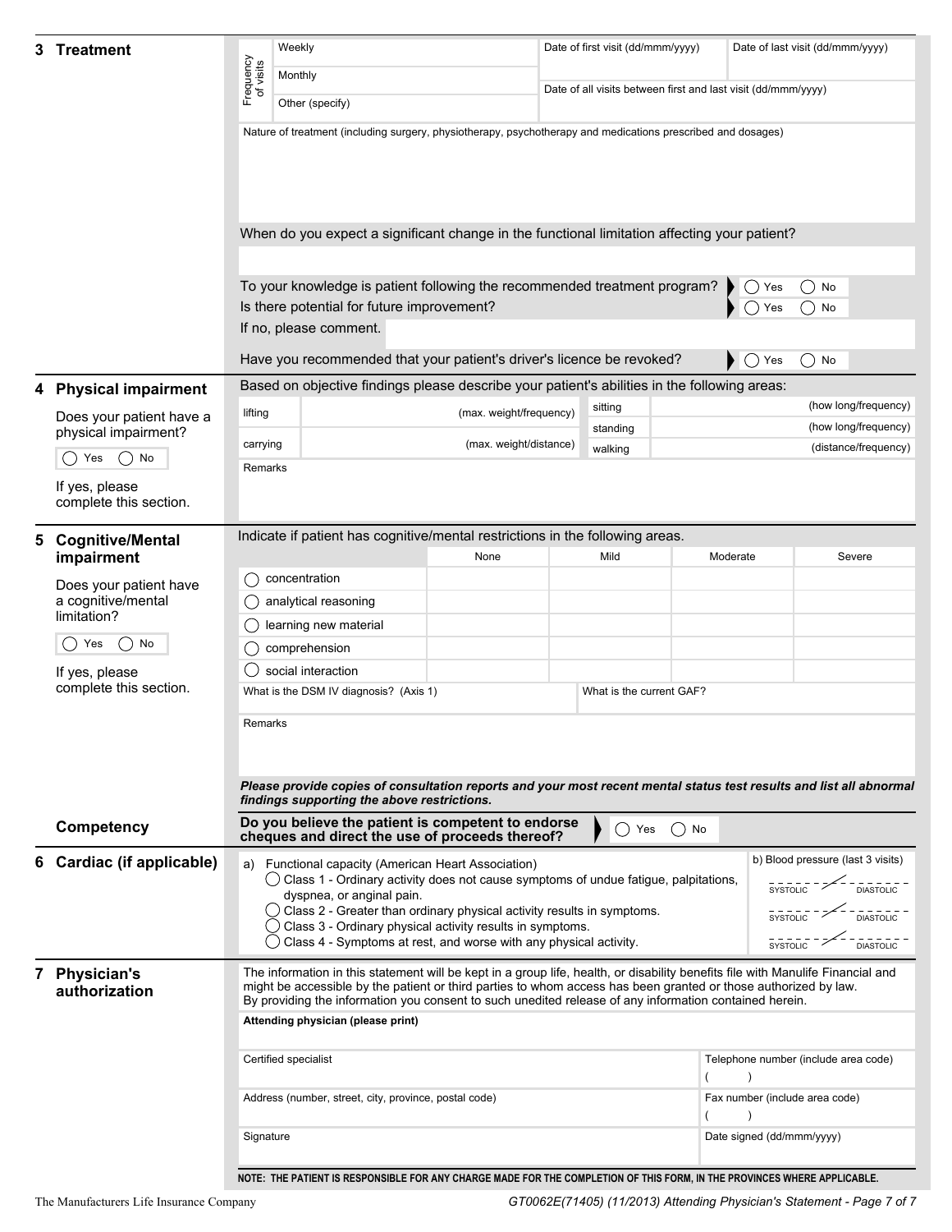## 3 Treatment

| Frequency of visits | | | |
|---|---|---|---|
| Weekly | | Date of first visit (dd/mmm/yyyy) | Date of last visit (dd/mmm/yyyy) |
| Monthly | | Date of all visits between first and last visit (dd/mmm/yyyy) | |
| Other (specify) | | | |

Nature of treatment (including surgery, physiotherapy, psychotherapy and medications prescribed and dosages)

When do you expect a significant change in the functional limitation affecting your patient?

To your knowledge is patient following the recommended treatment program? ◯ Yes ◯ No

Is there potential for future improvement? ◯ Yes ◯ No

If no, please comment.

Have you recommended that your patient's driver's licence be revoked? ◯ Yes ◯ No

## 4 Physical impairment

Does your patient have a physical impairment?

◯ Yes ◯ No

If yes, please complete this section.

Based on objective findings please describe your patient's abilities in the following areas:

| | | | |
|---|---|---|---|
| lifting | (max. weight/frequency) | sitting | (how long/frequency) |
| | | standing | (how long/frequency) |
| carrying | (max. weight/distance) | walking | (distance/frequency) |

Remarks

## 5 Cognitive/Mental impairment

Does your patient have a cognitive/mental limitation?

◯ Yes ◯ No

If yes, please complete this section.

Indicate if patient has cognitive/mental restrictions in the following areas.

| | None | Mild | Moderate | Severe |
|---|---|---|---|---|
| ◯ concentration | | | | |
| ◯ analytical reasoning | | | | |
| ◯ learning new material | | | | |
| ◯ comprehension | | | | |
| ◯ social interaction | | | | |

What is the DSM IV diagnosis? (Axis 1)

What is the current GAF?

Remarks

***Please provide copies of consultation reports and your most recent mental status test results and list all abnormal findings supporting the above restrictions.***

### Competency

**Do you believe the patient is competent to endorse cheques and direct the use of proceeds thereof?** ◯ Yes ◯ No

## 6 Cardiac (if applicable)

a) Functional capacity (American Heart Association)

◯ Class 1 - Ordinary activity does not cause symptoms of undue fatigue, palpitations, dyspnea, or anginal pain.

◯ Class 2 - Greater than ordinary physical activity results in symptoms.

◯ Class 3 - Ordinary physical activity results in symptoms.

◯ Class 4 - Symptoms at rest, and worse with any physical activity.

b) Blood pressure (last 3 visits)

SYSTOLIC / DIASTOLIC

SYSTOLIC / DIASTOLIC

SYSTOLIC / DIASTOLIC

## 7 Physician's authorization

The information in this statement will be kept in a group life, health, or disability benefits file with Manulife Financial and might be accessible by the patient or third parties to whom access has been granted or those authorized by law. By providing the information you consent to such unedited release of any information contained herein.

**Attending physician (please print)**

| | |
|---|---|
| Certified specialist | Telephone number (include area code) ( ) |
| Address (number, street, city, province, postal code) | Fax number (include area code) ( ) |
| Signature | Date signed (dd/mmm/yyyy) |

**NOTE: THE PATIENT IS RESPONSIBLE FOR ANY CHARGE MADE FOR THE COMPLETION OF THIS FORM, IN THE PROVINCES WHERE APPLICABLE.**

The Manufacturers Life Insurance Company

GT0062E(71405) (11/2013) Attending Physician's Statement